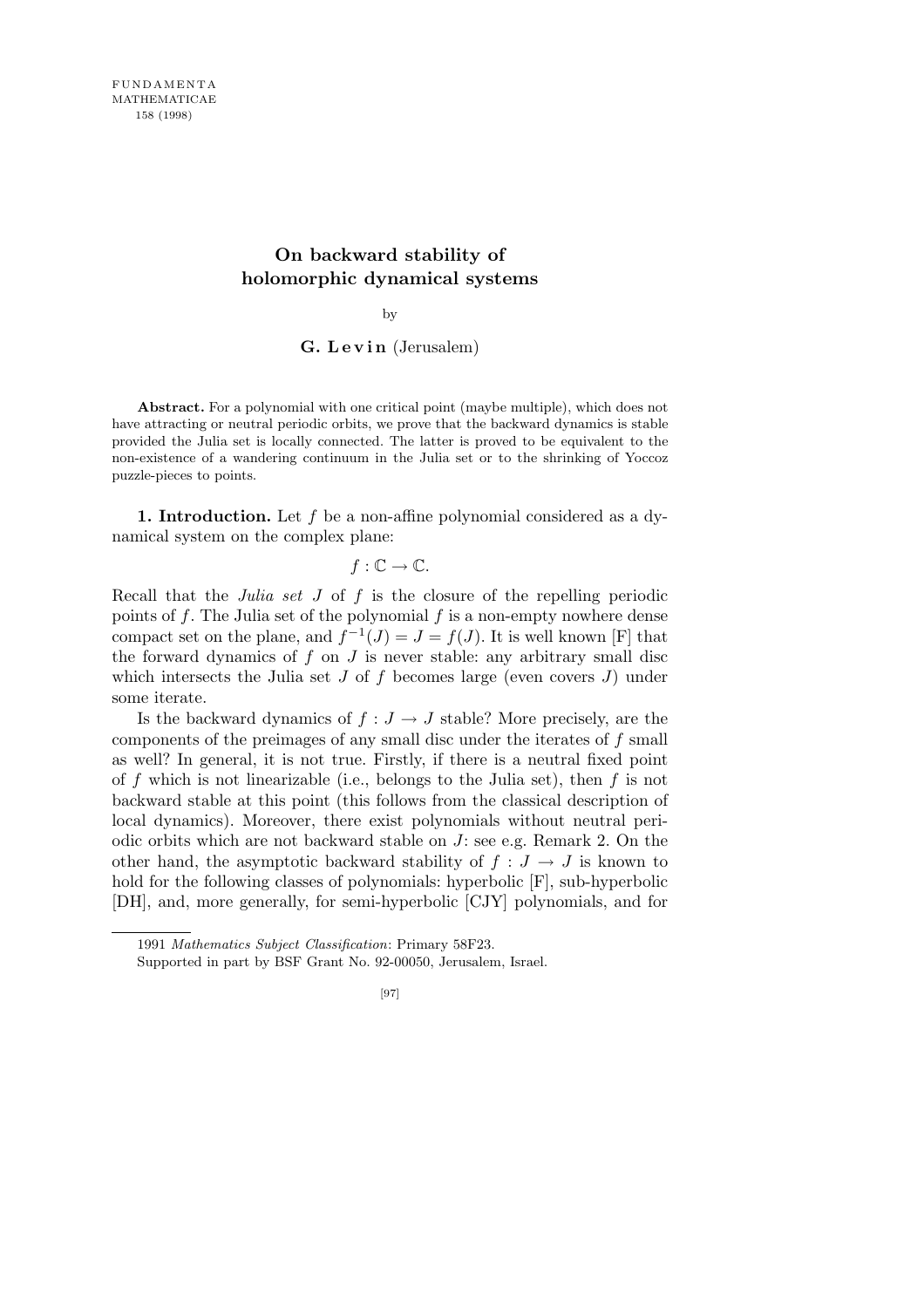# On backward stability of holomorphic dynamical systems

by

**G. Levin** (Jerusalem)

**Abstract.** For a polynomial with one critical point (maybe multiple), which does not have attracting or neutral periodic orbits, we prove that the backward dynamics is stable provided the Julia set is locally connected. The latter is proved to be equivalent to the non-existence of a wandering continuum in the Julia set or to the shrinking of Yoccoz puzzle-pieces to points.

**1. Introduction.** Let $f$ be a non-affine polynomial considered as a dynamical system on the complex plane:

$$f : \mathbb{C} \to \mathbb{C}.$$

Recall that the *Julia set* $J$ of $f$ is the closure of the repelling periodic points of $f$. The Julia set of the polynomial $f$ is a non-empty nowhere dense compact set on the plane, and $f^{-1}(J) = J = f(J)$. It is well known [F] that the forward dynamics of $f$ on $J$ is never stable: any arbitrary small disc which intersects the Julia set $J$ of $f$ becomes large (even covers $J$) under some iterate.

Is the backward dynamics of $f : J \to J$ stable? More precisely, are the components of the preimages of any small disc under the iterates of $f$ small as well? In general, it is not true. Firstly, if there is a neutral fixed point of $f$ which is not linearizable (i.e., belongs to the Julia set), then $f$ is not backward stable at this point (this follows from the classical description of local dynamics). Moreover, there exist polynomials without neutral periodic orbits which are not backward stable on $J$: see e.g. Remark 2. On the other hand, the asymptotic backward stability of $f : J \to J$ is known to hold for the following classes of polynomials: hyperbolic [F], sub-hyperbolic [DH], and, more generally, for semi-hyperbolic [CJY] polynomials, and for

1991 *Mathematics Subject Classification*: Primary 58F23.

Supported in part by BSF Grant No. 92-00050, Jerusalem, Israel.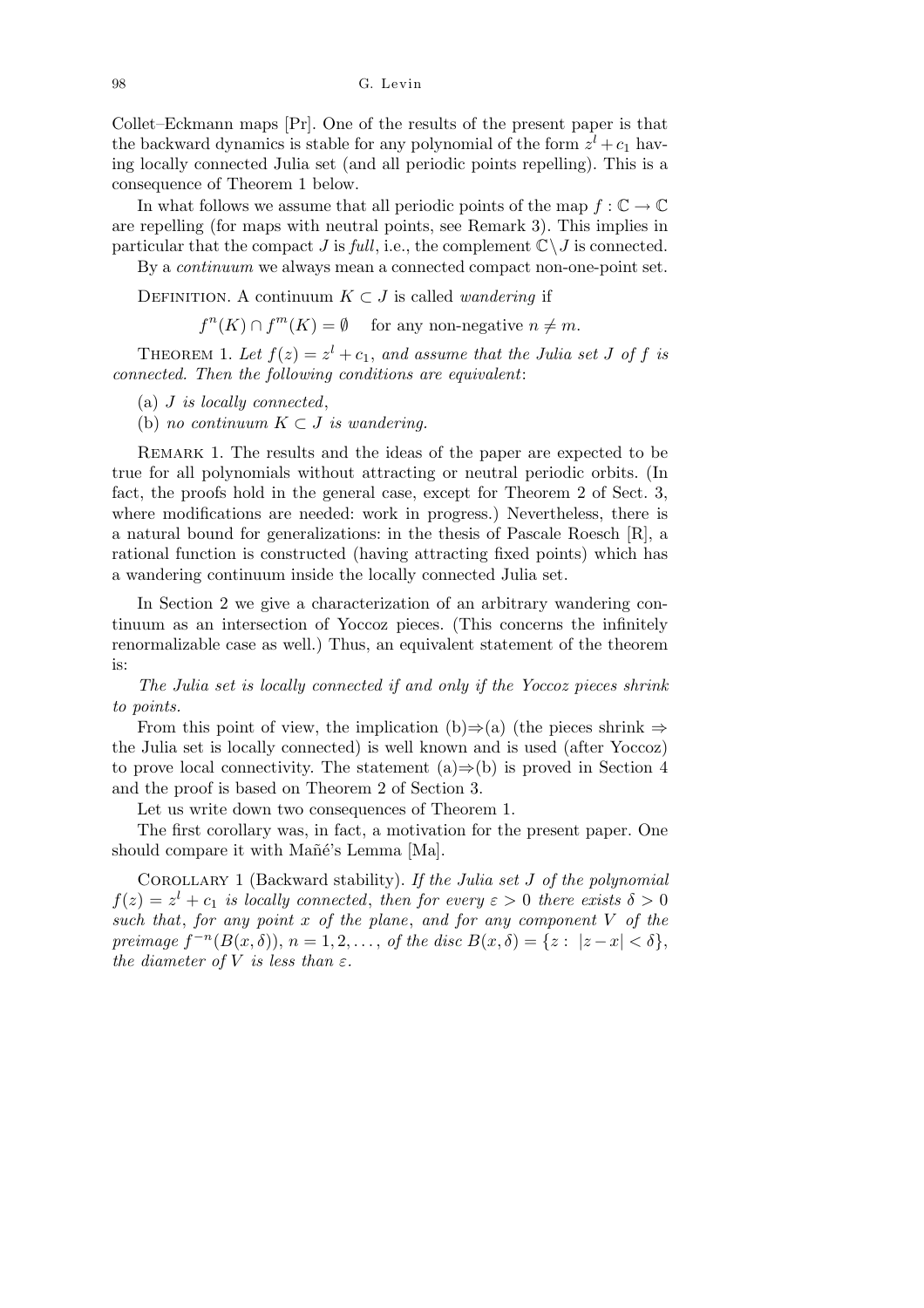Collet–Eckmann maps [Pr]. One of the results of the present paper is that the backward dynamics is stable for any polynomial of the form $z^l + c_1$ having locally connected Julia set (and all periodic points repelling). This is a consequence of Theorem 1 below.

In what follows we assume that all periodic points of the map $f : \mathbb{C} \to \mathbb{C}$ are repelling (for maps with neutral points, see Remark 3). This implies in particular that the compact $J$ is *full*, i.e., the complement $\mathbb{C} \setminus J$ is connected.

By a *continuum* we always mean a connected compact non-one-point set.

Definition. A continuum $K \subset J$ is called *wandering* if

$$f^n(K) \cap f^m(K) = \emptyset \quad \text{for any non-negative } n \neq m.$$

Theorem 1. *Let $f(z) = z^l + c_1$, and assume that the Julia set $J$ of $f$ is connected. Then the following conditions are equivalent*:

(a) *$J$ is locally connected*,

(b) *no continuum $K \subset J$ is wandering.*

Remark 1. The results and the ideas of the paper are expected to be true for all polynomials without attracting or neutral periodic orbits. (In fact, the proofs hold in the general case, except for Theorem 2 of Sect. 3, where modifications are needed: work in progress.) Nevertheless, there is a natural bound for generalizations: in the thesis of Pascale Roesch [R], a rational function is constructed (having attracting fixed points) which has a wandering continuum inside the locally connected Julia set.

In Section 2 we give a characterization of an arbitrary wandering continuum as an intersection of Yoccoz pieces. (This concerns the infinitely renormalizable case as well.) Thus, an equivalent statement of the theorem is:

*The Julia set is locally connected if and only if the Yoccoz pieces shrink to points.*

From this point of view, the implication (b)⇒(a) (the pieces shrink ⇒ the Julia set is locally connected) is well known and is used (after Yoccoz) to prove local connectivity. The statement (a)⇒(b) is proved in Section 4 and the proof is based on Theorem 2 of Section 3.

Let us write down two consequences of Theorem 1.

The first corollary was, in fact, a motivation for the present paper. One should compare it with Mañé's Lemma [Ma].

Corollary 1 (Backward stability). *If the Julia set $J$ of the polynomial $f(z) = z^l + c_1$ is locally connected*, *then for every $\varepsilon > 0$ there exists $\delta > 0$ such that*, *for any point $x$ of the plane*, *and for any component $V$ of the preimage $f^{-n}(B(x, \delta))$, $n = 1, 2, \ldots,$ of the disc $B(x, \delta) = \{z : |z - x| < \delta\}$, the diameter of $V$ is less than $\varepsilon$.*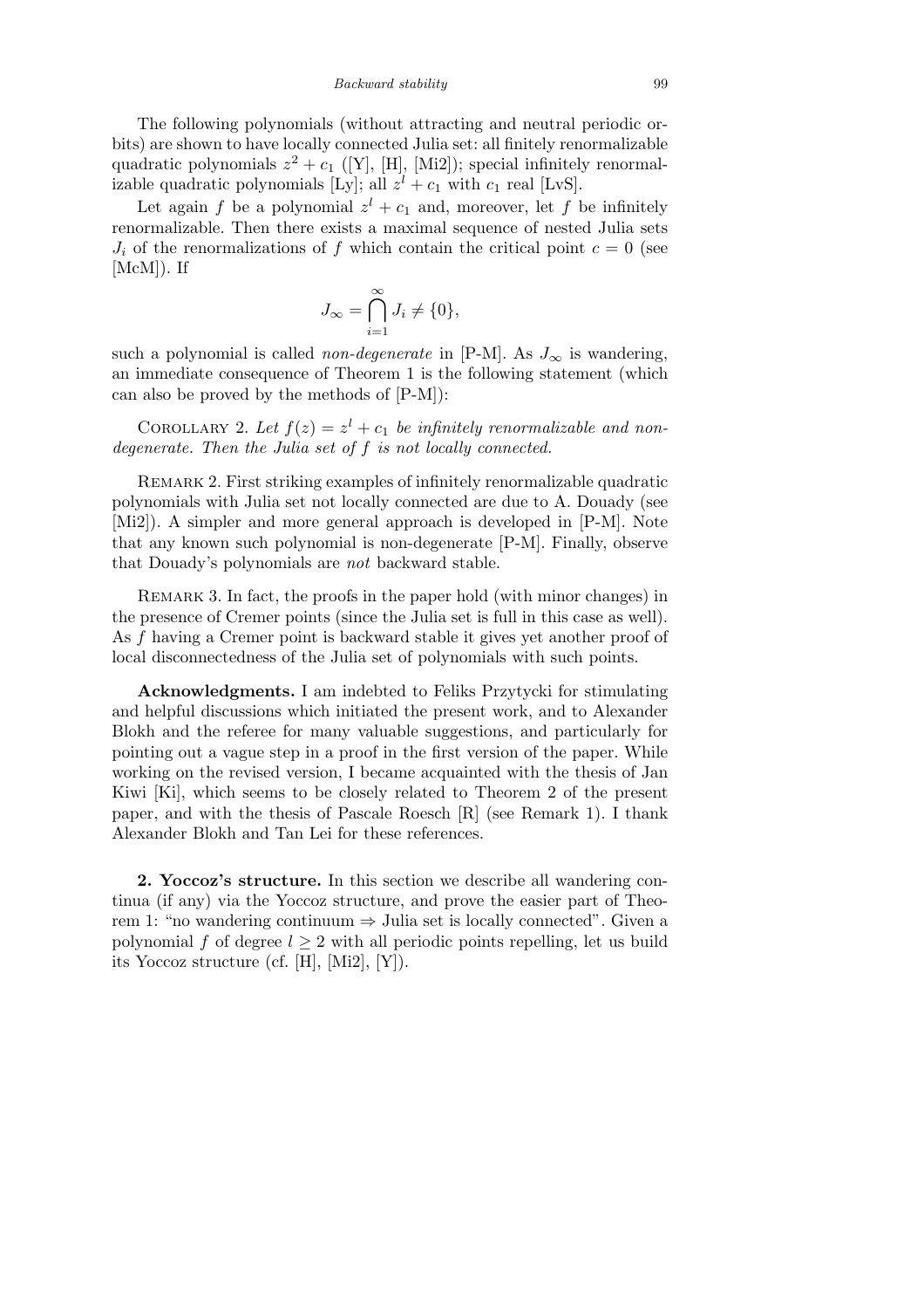The following polynomials (without attracting and neutral periodic orbits) are shown to have locally connected Julia set: all finitely renormalizable quadratic polynomials $z^2 + c_1$ ([Y], [H], [Mi2]); special infinitely renormalizable quadratic polynomials [Ly]; all $z^l + c_1$ with $c_1$ real [LvS].

Let again $f$ be a polynomial $z^l + c_1$ and, moreover, let $f$ be infinitely renormalizable. Then there exists a maximal sequence of nested Julia sets $J_i$ of the renormalizations of $f$ which contain the critical point $c = 0$ (see [McM]). If

$$J_\infty = \bigcap_{i=1}^{\infty} J_i \neq \{0\},$$

such a polynomial is called *non-degenerate* in [P-M]. As $J_\infty$ is wandering, an immediate consequence of Theorem 1 is the following statement (which can also be proved by the methods of [P-M]):

Corollary 2. *Let $f(z) = z^l + c_1$ be infinitely renormalizable and non-degenerate. Then the Julia set of $f$ is not locally connected.*

Remark 2. First striking examples of infinitely renormalizable quadratic polynomials with Julia set not locally connected are due to A. Douady (see [Mi2]). A simpler and more general approach is developed in [P-M]. Note that any known such polynomial is non-degenerate [P-M]. Finally, observe that Douady's polynomials are *not* backward stable.

Remark 3. In fact, the proofs in the paper hold (with minor changes) in the presence of Cremer points (since the Julia set is full in this case as well). As $f$ having a Cremer point is backward stable it gives yet another proof of local disconnectedness of the Julia set of polynomials with such points.

**Acknowledgments.** I am indebted to Feliks Przytycki for stimulating and helpful discussions which initiated the present work, and to Alexander Blokh and the referee for many valuable suggestions, and particularly for pointing out a vague step in a proof in the first version of the paper. While working on the revised version, I became acquainted with the thesis of Jan Kiwi [Ki], which seems to be closely related to Theorem 2 of the present paper, and with the thesis of Pascale Roesch [R] (see Remark 1). I thank Alexander Blokh and Tan Lei for these references.

**2. Yoccoz's structure.** In this section we describe all wandering continua (if any) via the Yoccoz structure, and prove the easier part of Theorem 1: "no wandering continuum $\Rightarrow$ Julia set is locally connected". Given a polynomial $f$ of degree $l \geq 2$ with all periodic points repelling, let us build its Yoccoz structure (cf. [H], [Mi2], [Y]).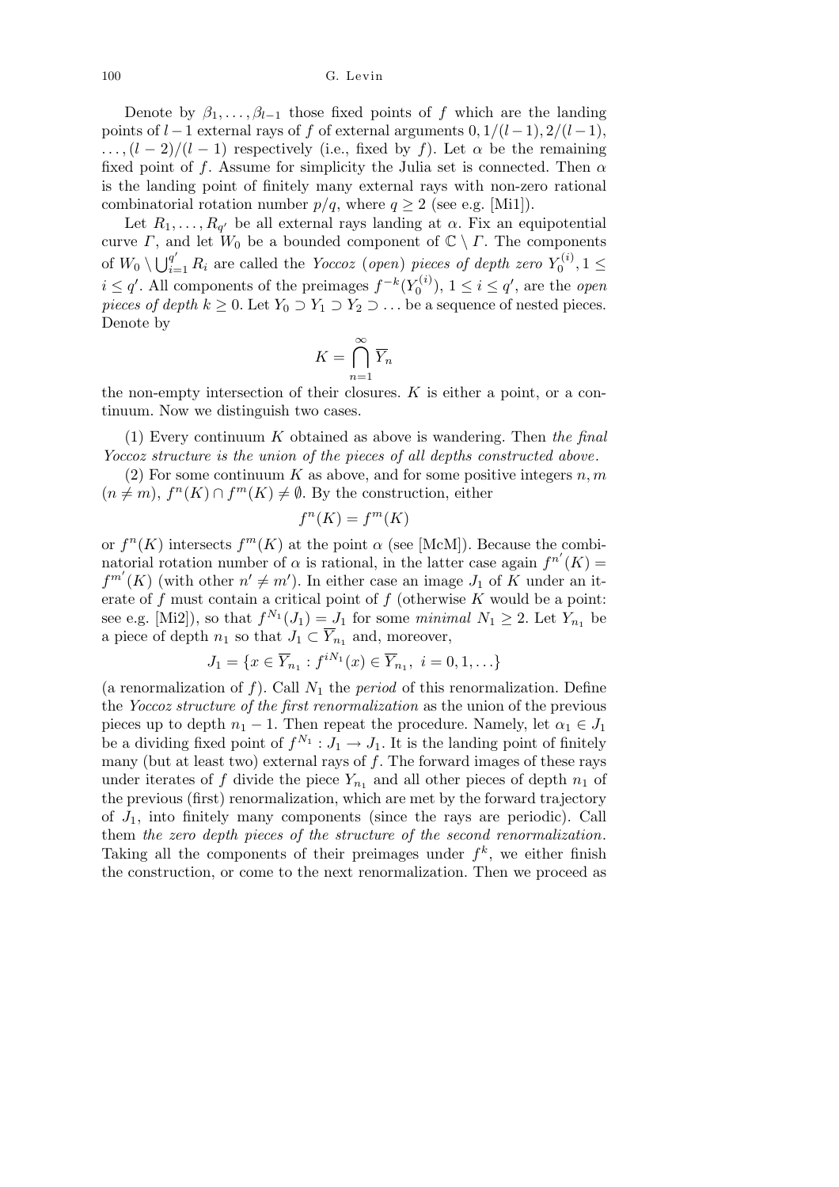Denote by $\beta_1, \ldots, \beta_{l-1}$ those fixed points of $f$ which are the landing points of $l-1$ external rays of $f$ of external arguments $0, 1/(l-1), 2/(l-1), \ldots, (l-2)/(l-1)$ respectively (i.e., fixed by $f$). Let $\alpha$ be the remaining fixed point of $f$. Assume for simplicity the Julia set is connected. Then $\alpha$ is the landing point of finitely many external rays with non-zero rational combinatorial rotation number $p/q$, where $q \geq 2$ (see e.g. [Mi1]).

Let $R_1, \ldots, R_{q'}$ be all external rays landing at $\alpha$. Fix an equipotential curve $\Gamma$, and let $W_0$ be a bounded component of $\mathbb{C} \setminus \Gamma$. The components of $W_0 \setminus \bigcup_{i=1}^{q'} R_i$ are called the *Yoccoz* (*open*) *pieces of depth zero* $Y_0^{(i)}, 1 \leq i \leq q'$. All components of the preimages $f^{-k}(Y_0^{(i)})$, $1 \leq i \leq q'$, are the *open pieces of depth* $k \geq 0$. Let $Y_0 \supset Y_1 \supset Y_2 \supset \ldots$ be a sequence of nested pieces. Denote by

$$K = \bigcap_{n=1}^{\infty} \overline{Y}_n$$

the non-empty intersection of their closures. $K$ is either a point, or a continuum. Now we distinguish two cases.

(1) Every continuum $K$ obtained as above is wandering. Then *the final Yoccoz structure is the union of the pieces of all depths constructed above*.

(2) For some continuum $K$ as above, and for some positive integers $n, m$ ($n \neq m$), $f^n(K) \cap f^m(K) \neq \emptyset$. By the construction, either

$$f^n(K) = f^m(K)$$

or $f^n(K)$ intersects $f^m(K)$ at the point $\alpha$ (see [McM]). Because the combinatorial rotation number of $\alpha$ is rational, in the latter case again $f^{n'}(K) = f^{m'}(K)$ (with other $n' \neq m'$). In either case an image $J_1$ of $K$ under an iterate of $f$ must contain a critical point of $f$ (otherwise $K$ would be a point: see e.g. [Mi2]), so that $f^{N_1}(J_1) = J_1$ for some *minimal* $N_1 \geq 2$. Let $Y_{n_1}$ be a piece of depth $n_1$ so that $J_1 \subset \overline{Y}_{n_1}$ and, moreover,

$$J_1 = \{x \in \overline{Y}_{n_1} : f^{iN_1}(x) \in \overline{Y}_{n_1},\ i = 0, 1, \ldots\}$$

(a renormalization of $f$). Call $N_1$ the *period* of this renormalization. Define the *Yoccoz structure of the first renormalization* as the union of the previous pieces up to depth $n_1 - 1$. Then repeat the procedure. Namely, let $\alpha_1 \in J_1$ be a dividing fixed point of $f^{N_1} : J_1 \to J_1$. It is the landing point of finitely many (but at least two) external rays of $f$. The forward images of these rays under iterates of $f$ divide the piece $Y_{n_1}$ and all other pieces of depth $n_1$ of the previous (first) renormalization, which are met by the forward trajectory of $J_1$, into finitely many components (since the rays are periodic). Call them *the zero depth pieces of the structure of the second renormalization*. Taking all the components of their preimages under $f^k$, we either finish the construction, or come to the next renormalization. Then we proceed as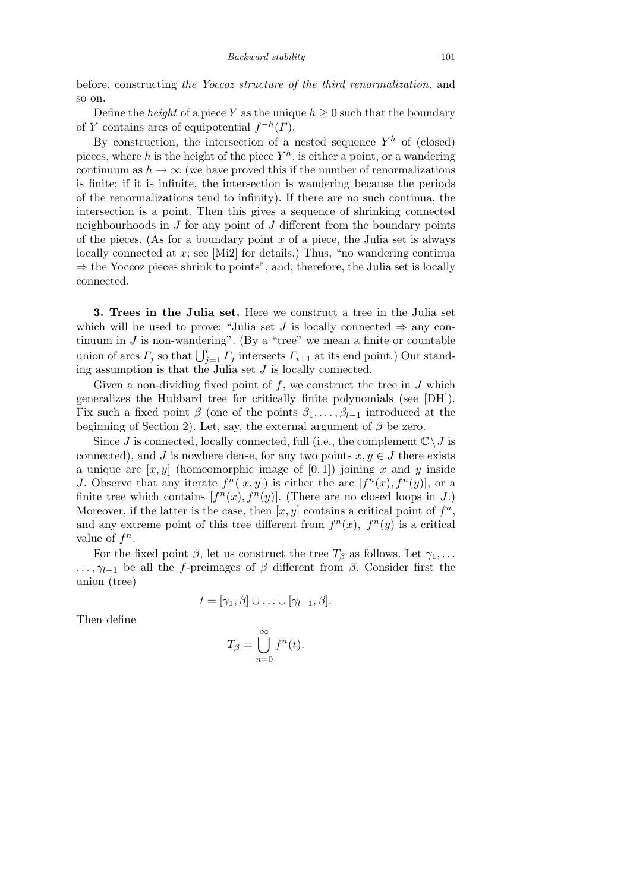before, constructing *the Yoccoz structure of the third renormalization*, and so on.

Define the *height* of a piece $Y$ as the unique $h \geq 0$ such that the boundary of $Y$ contains arcs of equipotential $f^{-h}(\Gamma)$.

By construction, the intersection of a nested sequence $Y^h$ of (closed) pieces, where $h$ is the height of the piece $Y^h$, is either a point, or a wandering continuum as $h \to \infty$ (we have proved this if the number of renormalizations is finite; if it is infinite, the intersection is wandering because the periods of the renormalizations tend to infinity). If there are no such continua, the intersection is a point. Then this gives a sequence of shrinking connected neighbourhoods in $J$ for any point of $J$ different from the boundary points of the pieces. (As for a boundary point $x$ of a piece, the Julia set is always locally connected at $x$; see [Mi2] for details.) Thus, "no wandering continua $\Rightarrow$ the Yoccoz pieces shrink to points", and, therefore, the Julia set is locally connected.

**3. Trees in the Julia set.** Here we construct a tree in the Julia set which will be used to prove: "Julia set $J$ is locally connected $\Rightarrow$ any continuum in $J$ is non-wandering". (By a "tree" we mean a finite or countable union of arcs $\Gamma_j$ so that $\bigcup_{j=1}^{i} \Gamma_j$ intersects $\Gamma_{i+1}$ at its end point.) Our standing assumption is that the Julia set $J$ is locally connected.

Given a non-dividing fixed point of $f$, we construct the tree in $J$ which generalizes the Hubbard tree for critically finite polynomials (see [DH]). Fix such a fixed point $\beta$ (one of the points $\beta_1, \ldots, \beta_{l-1}$ introduced at the beginning of Section 2). Let, say, the external argument of $\beta$ be zero.

Since $J$ is connected, locally connected, full (i.e., the complement $\mathbb{C} \setminus J$ is connected), and $J$ is nowhere dense, for any two points $x, y \in J$ there exists a unique arc $[x, y]$ (homeomorphic image of $[0, 1]$) joining $x$ and $y$ inside $J$. Observe that any iterate $f^n([x, y])$ is either the arc $[f^n(x), f^n(y)]$, or a finite tree which contains $[f^n(x), f^n(y)]$. (There are no closed loops in $J$.) Moreover, if the latter is the case, then $[x, y]$ contains a critical point of $f^n$, and any extreme point of this tree different from $f^n(x)$, $f^n(y)$ is a critical value of $f^n$.

For the fixed point $\beta$, let us construct the tree $T_\beta$ as follows. Let $\gamma_1, \ldots, \gamma_{l-1}$ be all the $f$-preimages of $\beta$ different from $\beta$. Consider first the union (tree)

$$t = [\gamma_1, \beta] \cup \ldots \cup [\gamma_{l-1}, \beta].$$

Then define

$$T_\beta = \bigcup_{n=0}^{\infty} f^n(t).$$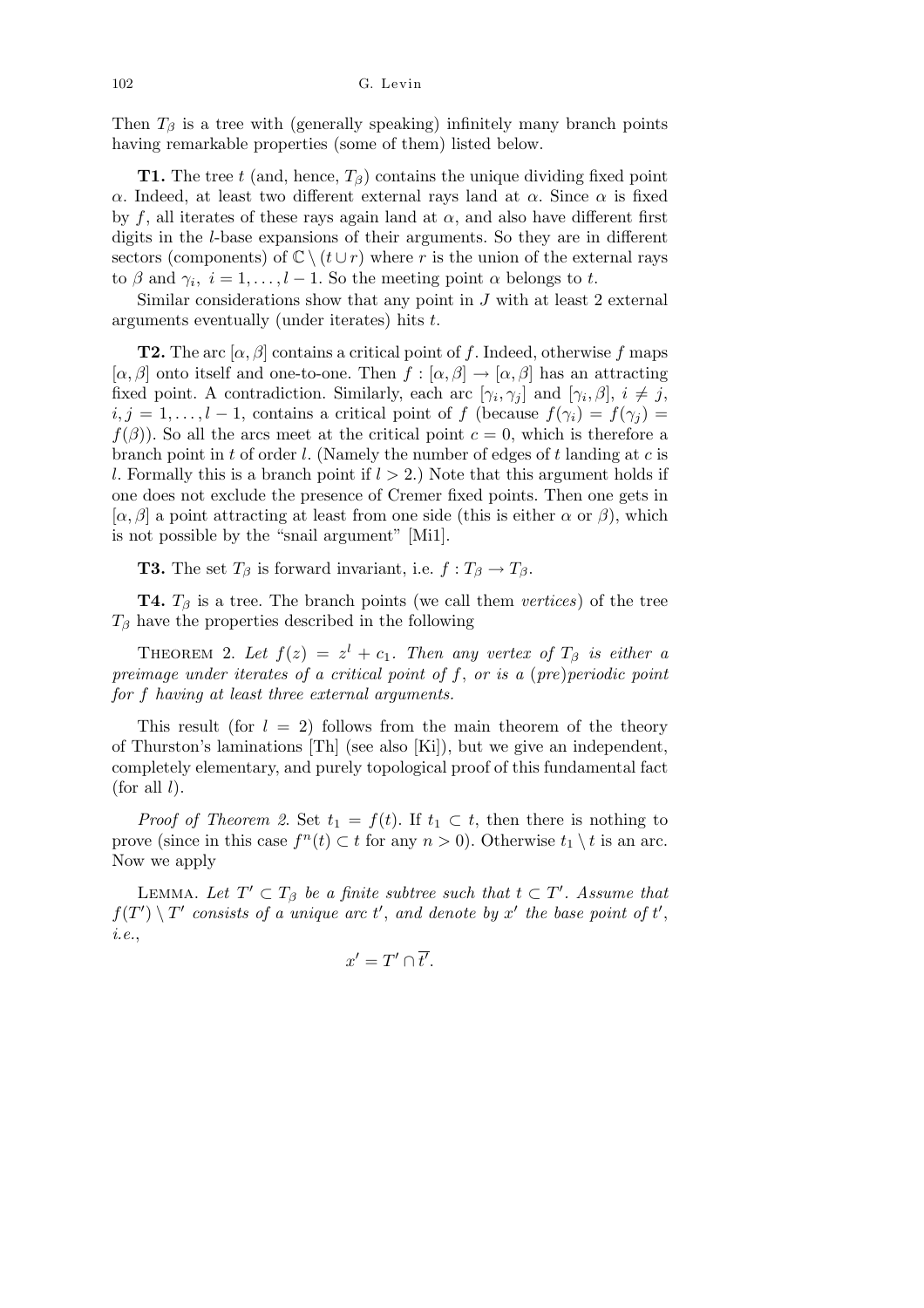Then $T_\beta$ is a tree with (generally speaking) infinitely many branch points having remarkable properties (some of them) listed below.

**T1.** The tree $t$ (and, hence, $T_\beta$) contains the unique dividing fixed point $\alpha$. Indeed, at least two different external rays land at $\alpha$. Since $\alpha$ is fixed by $f$, all iterates of these rays again land at $\alpha$, and also have different first digits in the $l$-base expansions of their arguments. So they are in different sectors (components) of $\mathbb{C} \setminus (t \cup r)$ where $r$ is the union of the external rays to $\beta$ and $\gamma_i$, $i = 1, \ldots, l-1$. So the meeting point $\alpha$ belongs to $t$.

Similar considerations show that any point in $J$ with at least 2 external arguments eventually (under iterates) hits $t$.

**T2.** The arc $[\alpha, \beta]$ contains a critical point of $f$. Indeed, otherwise $f$ maps $[\alpha, \beta]$ onto itself and one-to-one. Then $f : [\alpha, \beta] \to [\alpha, \beta]$ has an attracting fixed point. A contradiction. Similarly, each arc $[\gamma_i, \gamma_j]$ and $[\gamma_i, \beta]$, $i \neq j$, $i, j = 1, \ldots, l-1$, contains a critical point of $f$ (because $f(\gamma_i) = f(\gamma_j) = f(\beta)$). So all the arcs meet at the critical point $c = 0$, which is therefore a branch point in $t$ of order $l$. (Namely the number of edges of $t$ landing at $c$ is $l$. Formally this is a branch point if $l > 2$.) Note that this argument holds if one does not exclude the presence of Cremer fixed points. Then one gets in $[\alpha, \beta]$ a point attracting at least from one side (this is either $\alpha$ or $\beta$), which is not possible by the "snail argument" [Mi1].

**T3.** The set $T_\beta$ is forward invariant, i.e. $f : T_\beta \to T_\beta$.

**T4.** $T_\beta$ is a tree. The branch points (we call them *vertices*) of the tree $T_\beta$ have the properties described in the following

Theorem 2. *Let $f(z) = z^l + c_1$. Then any vertex of $T_\beta$ is either a preimage under iterates of a critical point of $f$, or is a (pre)periodic point for $f$ having at least three external arguments.*

This result (for $l = 2$) follows from the main theorem of the theory of Thurston's laminations [Th] (see also [Ki]), but we give an independent, completely elementary, and purely topological proof of this fundamental fact (for all $l$).

*Proof of Theorem 2.* Set $t_1 = f(t)$. If $t_1 \subset t$, then there is nothing to prove (since in this case $f^n(t) \subset t$ for any $n > 0$). Otherwise $t_1 \setminus t$ is an arc. Now we apply

Lemma. *Let $T' \subset T_\beta$ be a finite subtree such that $t \subset T'$. Assume that $f(T') \setminus T'$ consists of a unique arc $t'$, and denote by $x'$ the base point of $t'$, i.e.,*

$$x' = T' \cap \overline{t'}.$$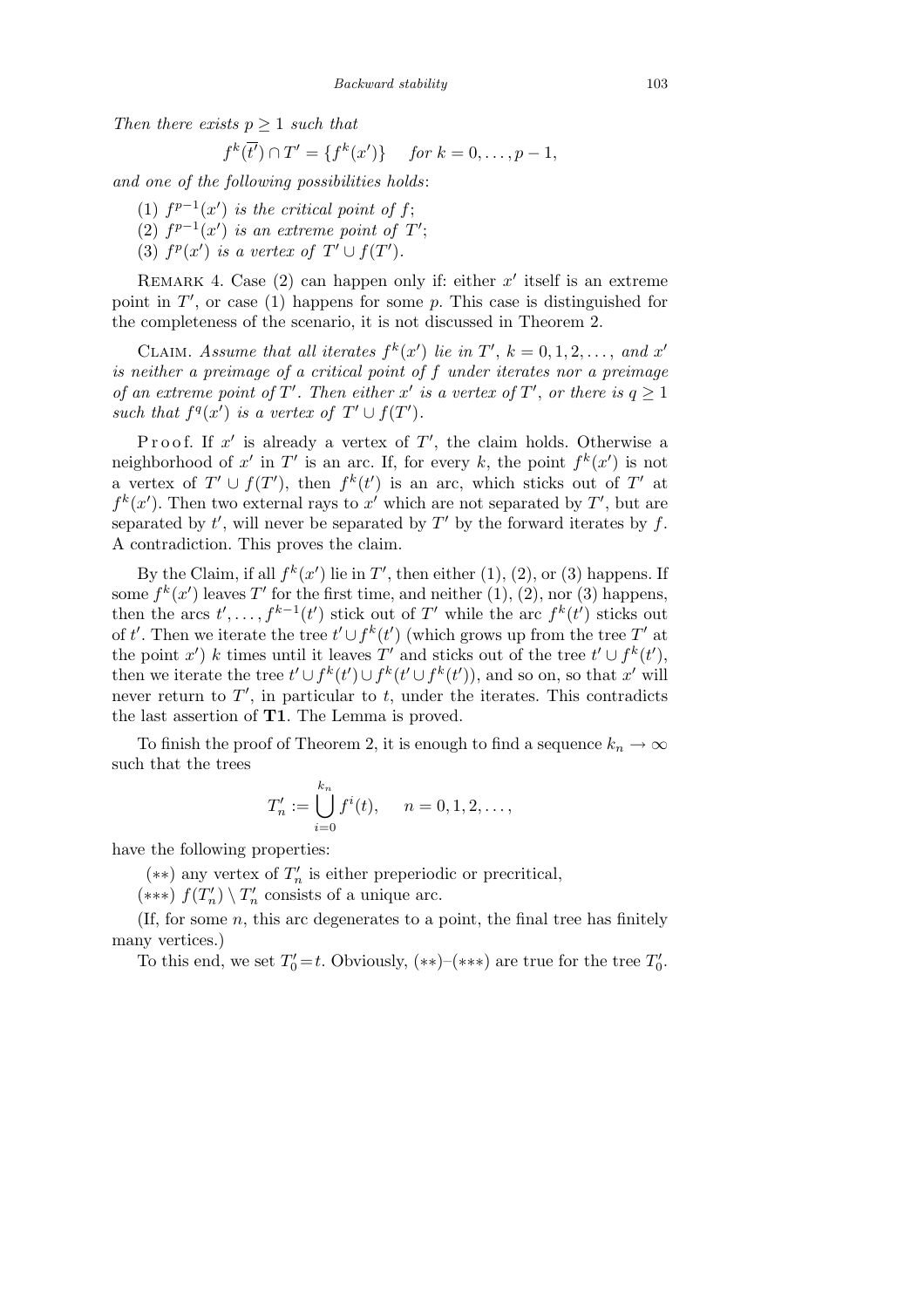*Then there exists $p \geq 1$ such that*

$$f^k(\overline{t'}) \cap T' = \{f^k(x')\} \quad \textit{for } k = 0, \ldots, p-1,$$

*and one of the following possibilities holds*:

(1) *$f^{p-1}(x')$ is the critical point of $f$*;
(2) *$f^{p-1}(x')$ is an extreme point of $T'$*;
(3) *$f^p(x')$ is a vertex of $T' \cup f(T')$.*

REMARK 4. Case (2) can happen only if: either $x'$ itself is an extreme point in $T'$, or case (1) happens for some $p$. This case is distinguished for the completeness of the scenario, it is not discussed in Theorem 2.

CLAIM. *Assume that all iterates $f^k(x')$ lie in $T'$, $k = 0, 1, 2, \ldots$, and $x'$ is neither a preimage of a critical point of $f$ under iterates nor a preimage of an extreme point of $T'$. Then either $x'$ is a vertex of $T'$, or there is $q \geq 1$ such that $f^q(x')$ is a vertex of $T' \cup f(T')$.*

Proof. If $x'$ is already a vertex of $T'$, the claim holds. Otherwise a neighborhood of $x'$ in $T'$ is an arc. If, for every $k$, the point $f^k(x')$ is not a vertex of $T' \cup f(T')$, then $f^k(t')$ is an arc, which sticks out of $T'$ at $f^k(x')$. Then two external rays to $x'$ which are not separated by $T'$, but are separated by $t'$, will never be separated by $T'$ by the forward iterates by $f$. A contradiction. This proves the claim.

By the Claim, if all $f^k(x')$ lie in $T'$, then either (1), (2), or (3) happens. If some $f^k(x')$ leaves $T'$ for the first time, and neither (1), (2), nor (3) happens, then the arcs $t', \ldots, f^{k-1}(t')$ stick out of $T'$ while the arc $f^k(t')$ sticks out of $t'$. Then we iterate the tree $t' \cup f^k(t')$ (which grows up from the tree $T'$ at the point $x'$) $k$ times until it leaves $T'$ and sticks out of the tree $t' \cup f^k(t')$, then we iterate the tree $t' \cup f^k(t') \cup f^k(t' \cup f^k(t'))$, and so on, so that $x'$ will never return to $T'$, in particular to $t$, under the iterates. This contradicts the last assertion of **T1**. The Lemma is proved.

To finish the proof of Theorem 2, it is enough to find a sequence $k_n \to \infty$ such that the trees

$$T'_n := \bigcup_{i=0}^{k_n} f^i(t), \quad n = 0, 1, 2, \ldots,$$

have the following properties:

(∗∗) any vertex of $T'_n$ is either preperiodic or precritical,

(∗∗∗) $f(T'_n) \setminus T'_n$ consists of a unique arc.

(If, for some $n$, this arc degenerates to a point, the final tree has finitely many vertices.)

To this end, we set $T'_0 = t$. Obviously, (∗∗)–(∗∗∗) are true for the tree $T'_0$.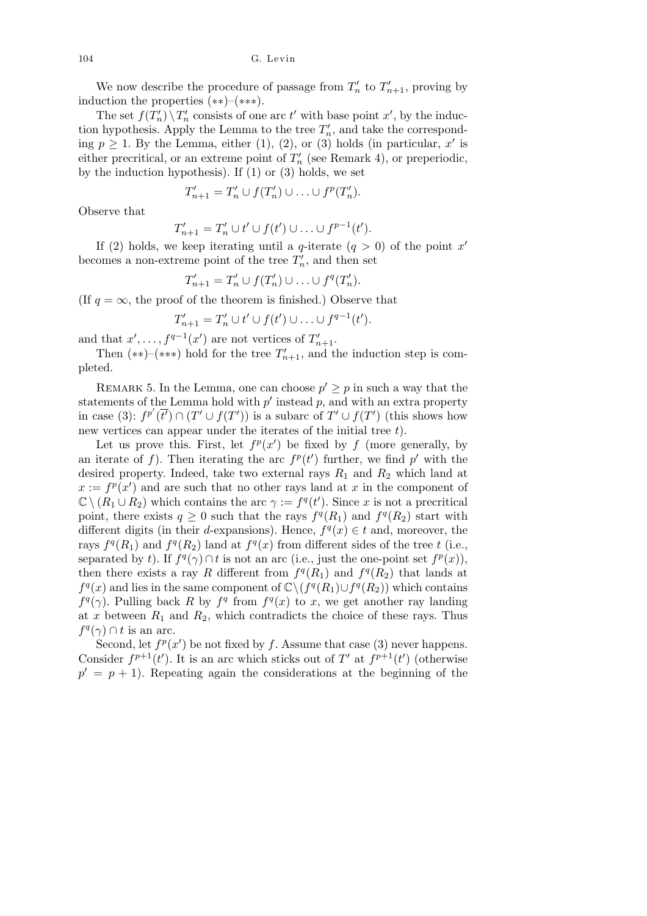We now describe the procedure of passage from $T'_n$ to $T'_{n+1}$, proving by induction the properties $(**)$–$(***)$.

The set $f(T'_n)\setminus T'_n$ consists of one arc $t'$ with base point $x'$, by the induction hypothesis. Apply the Lemma to the tree $T'_n$, and take the corresponding $p \geq 1$. By the Lemma, either (1), (2), or (3) holds (in particular, $x'$ is either precritical, or an extreme point of $T'_n$ (see Remark 4), or preperiodic, by the induction hypothesis). If (1) or (3) holds, we set

$$T'_{n+1} = T'_n \cup f(T'_n) \cup \ldots \cup f^p(T'_n).$$

Observe that

$$T'_{n+1} = T'_n \cup t' \cup f(t') \cup \ldots \cup f^{p-1}(t').$$

If (2) holds, we keep iterating until a $q$-iterate ($q > 0$) of the point $x'$ becomes a non-extreme point of the tree $T'_n$, and then set

$$T'_{n+1} = T'_n \cup f(T'_n) \cup \ldots \cup f^q(T'_n).$$

(If $q = \infty$, the proof of the theorem is finished.) Observe that

$$T'_{n+1} = T'_n \cup t' \cup f(t') \cup \ldots \cup f^{q-1}(t').$$

and that $x', \ldots, f^{q-1}(x')$ are not vertices of $T'_{n+1}$.

Then $(**)$–$(***)$ hold for the tree $T'_{n+1}$, and the induction step is completed.

Remark 5. In the Lemma, one can choose $p' \geq p$ in such a way that the statements of the Lemma hold with $p'$ instead $p$, and with an extra property in case (3): $f^{p'}(\overline{t'}) \cap (T' \cup f(T'))$ is a subarc of $T' \cup f(T')$ (this shows how new vertices can appear under the iterates of the initial tree $t$).

Let us prove this. First, let $f^p(x')$ be fixed by $f$ (more generally, by an iterate of $f$). Then iterating the arc $f^p(t')$ further, we find $p'$ with the desired property. Indeed, take two external rays $R_1$ and $R_2$ which land at $x := f^p(x')$ and are such that no other rays land at $x$ in the component of $\mathbb{C} \setminus (R_1 \cup R_2)$ which contains the arc $\gamma := f^q(t')$. Since $x$ is not a precritical point, there exists $q \geq 0$ such that the rays $f^q(R_1)$ and $f^q(R_2)$ start with different digits (in their $d$-expansions). Hence, $f^q(x) \in t$ and, moreover, the rays $f^q(R_1)$ and $f^q(R_2)$ land at $f^q(x)$ from different sides of the tree $t$ (i.e., separated by $t$). If $f^q(\gamma) \cap t$ is not an arc (i.e., just the one-point set $f^p(x)$), then there exists a ray $R$ different from $f^q(R_1)$ and $f^q(R_2)$ that lands at $f^q(x)$ and lies in the same component of $\mathbb{C}\setminus(f^q(R_1) \cup f^q(R_2))$ which contains $f^q(\gamma)$. Pulling back $R$ by $f^q$ from $f^q(x)$ to $x$, we get another ray landing at $x$ between $R_1$ and $R_2$, which contradicts the choice of these rays. Thus $f^q(\gamma) \cap t$ is an arc.

Second, let $f^p(x')$ be not fixed by $f$. Assume that case (3) never happens. Consider $f^{p+1}(t')$. It is an arc which sticks out of $T'$ at $f^{p+1}(t')$ (otherwise $p' = p + 1$). Repeating again the considerations at the beginning of the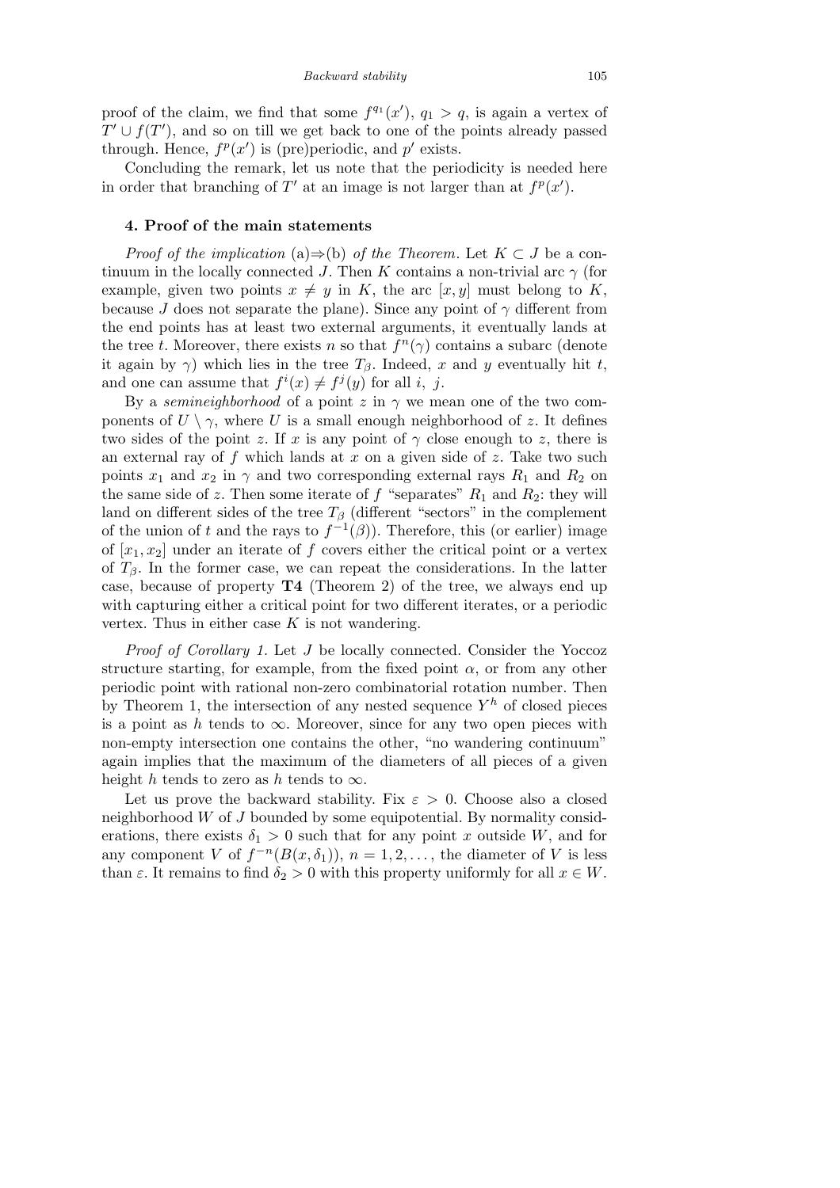proof of the claim, we find that some $f^{q_1}(x')$, $q_1 > q$, is again a vertex of $T' \cup f(T')$, and so on till we get back to one of the points already passed through. Hence, $f^p(x')$ is (pre)periodic, and $p'$ exists.

Concluding the remark, let us note that the periodicity is needed here in order that branching of $T'$ at an image is not larger than at $f^p(x')$.

## 4. Proof of the main statements

*Proof of the implication* (a)⇒(b) *of the Theorem.* Let $K \subset J$ be a continuum in the locally connected $J$. Then $K$ contains a non-trivial arc $\gamma$ (for example, given two points $x \neq y$ in $K$, the arc $[x, y]$ must belong to $K$, because $J$ does not separate the plane). Since any point of $\gamma$ different from the end points has at least two external arguments, it eventually lands at the tree $t$. Moreover, there exists $n$ so that $f^n(\gamma)$ contains a subarc (denote it again by $\gamma$) which lies in the tree $T_\beta$. Indeed, $x$ and $y$ eventually hit $t$, and one can assume that $f^i(x) \neq f^j(y)$ for all $i$, $j$.

By a *semineighborhood* of a point $z$ in $\gamma$ we mean one of the two components of $U \setminus \gamma$, where $U$ is a small enough neighborhood of $z$. It defines two sides of the point $z$. If $x$ is any point of $\gamma$ close enough to $z$, there is an external ray of $f$ which lands at $x$ on a given side of $z$. Take two such points $x_1$ and $x_2$ in $\gamma$ and two corresponding external rays $R_1$ and $R_2$ on the same side of $z$. Then some iterate of $f$ "separates" $R_1$ and $R_2$: they will land on different sides of the tree $T_\beta$ (different "sectors" in the complement of the union of $t$ and the rays to $f^{-1}(\beta)$). Therefore, this (or earlier) image of $[x_1, x_2]$ under an iterate of $f$ covers either the critical point or a vertex of $T_\beta$. In the former case, we can repeat the considerations. In the latter case, because of property **T4** (Theorem 2) of the tree, we always end up with capturing either a critical point for two different iterates, or a periodic vertex. Thus in either case $K$ is not wandering.

*Proof of Corollary 1.* Let $J$ be locally connected. Consider the Yoccoz structure starting, for example, from the fixed point $\alpha$, or from any other periodic point with rational non-zero combinatorial rotation number. Then by Theorem 1, the intersection of any nested sequence $Y^h$ of closed pieces is a point as $h$ tends to $\infty$. Moreover, since for any two open pieces with non-empty intersection one contains the other, "no wandering continuum" again implies that the maximum of the diameters of all pieces of a given height $h$ tends to zero as $h$ tends to $\infty$.

Let us prove the backward stability. Fix $\varepsilon > 0$. Choose also a closed neighborhood $W$ of $J$ bounded by some equipotential. By normality considerations, there exists $\delta_1 > 0$ such that for any point $x$ outside $W$, and for any component $V$ of $f^{-n}(B(x, \delta_1))$, $n = 1, 2, \ldots$, the diameter of $V$ is less than $\varepsilon$. It remains to find $\delta_2 > 0$ with this property uniformly for all $x \in W$.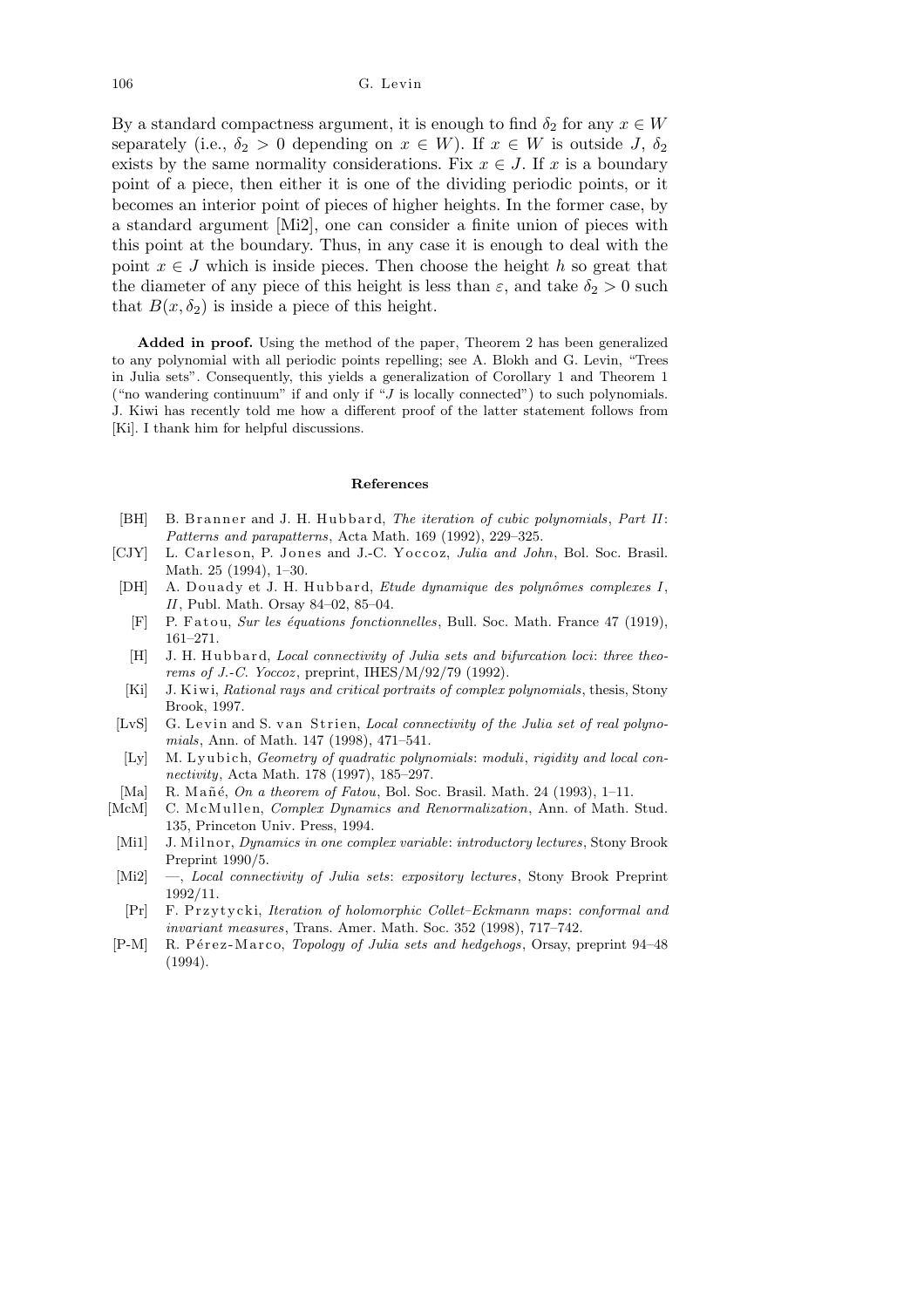By a standard compactness argument, it is enough to find $\delta_2$ for any $x \in W$ separately (i.e., $\delta_2 > 0$ depending on $x \in W$). If $x \in W$ is outside $J$, $\delta_2$ exists by the same normality considerations. Fix $x \in J$. If $x$ is a boundary point of a piece, then either it is one of the dividing periodic points, or it becomes an interior point of pieces of higher heights. In the former case, by a standard argument [Mi2], one can consider a finite union of pieces with this point at the boundary. Thus, in any case it is enough to deal with the point $x \in J$ which is inside pieces. Then choose the height $h$ so great that the diameter of any piece of this height is less than $\varepsilon$, and take $\delta_2 > 0$ such that $B(x, \delta_2)$ is inside a piece of this height.

**Added in proof.** Using the method of the paper, Theorem 2 has been generalized to any polynomial with all periodic points repelling; see A. Blokh and G. Levin, "Trees in Julia sets". Consequently, this yields a generalization of Corollary 1 and Theorem 1 ("no wandering continuum" if and only if "$J$ is locally connected") to such polynomials. J. Kiwi has recently told me how a different proof of the latter statement follows from [Ki]. I thank him for helpful discussions.

## References

- [BH] B. Branner and J. H. Hubbard, *The iteration of cubic polynomials, Part II: Patterns and parapatterns*, Acta Math. 169 (1992), 229–325.
- [CJY] L. Carleson, P. Jones and J.-C. Yoccoz, *Julia and John*, Bol. Soc. Brasil. Math. 25 (1994), 1–30.
- [DH] A. Douady et J. H. Hubbard, *Etude dynamique des polynômes complexes I, II*, Publ. Math. Orsay 84–02, 85–04.
- [F] P. Fatou, *Sur les équations fonctionnelles*, Bull. Soc. Math. France 47 (1919), 161–271.
- [H] J. H. Hubbard, *Local connectivity of Julia sets and bifurcation loci: three theorems of J.-C. Yoccoz*, preprint, IHES/M/92/79 (1992).
- [Ki] J. Kiwi, *Rational rays and critical portraits of complex polynomials*, thesis, Stony Brook, 1997.
- [LvS] G. Levin and S. van Strien, *Local connectivity of the Julia set of real polynomials*, Ann. of Math. 147 (1998), 471–541.
- [Ly] M. Lyubich, *Geometry of quadratic polynomials: moduli, rigidity and local connectivity*, Acta Math. 178 (1997), 185–297.
- [Ma] R. Mañé, *On a theorem of Fatou*, Bol. Soc. Brasil. Math. 24 (1993), 1–11.
- [McM] C. McMullen, *Complex Dynamics and Renormalization*, Ann. of Math. Stud. 135, Princeton Univ. Press, 1994.
- [Mi1] J. Milnor, *Dynamics in one complex variable: introductory lectures*, Stony Brook Preprint 1990/5.
- [Mi2] —, *Local connectivity of Julia sets: expository lectures*, Stony Brook Preprint 1992/11.
- [Pr] F. Przytycki, *Iteration of holomorphic Collet–Eckmann maps: conformal and invariant measures*, Trans. Amer. Math. Soc. 352 (1998), 717–742.
- [P-M] R. Pérez-Marco, *Topology of Julia sets and hedgehogs*, Orsay, preprint 94–48 (1994).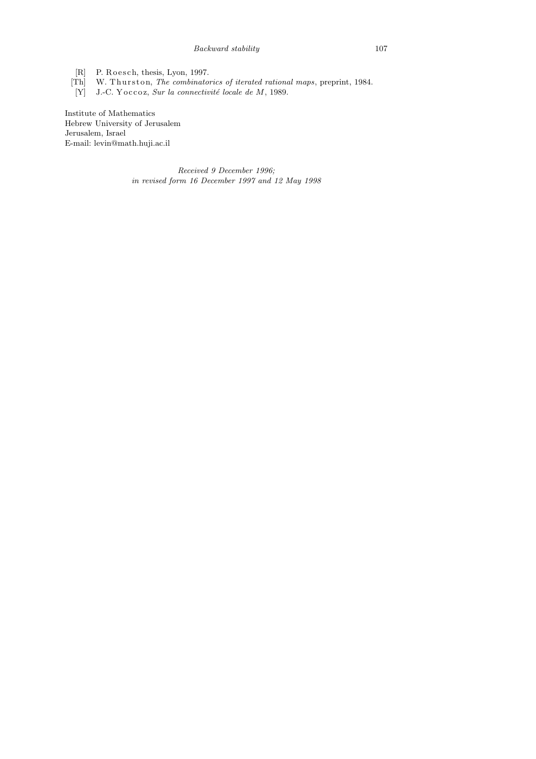[R] P. Roesch, thesis, Lyon, 1997.

[Th] W. Thurston, *The combinatorics of iterated rational maps*, preprint, 1984.

[Y] J.-C. Yoccoz, *Sur la connectivité locale de $M$*, 1989.

Institute of Mathematics
Hebrew University of Jerusalem
Jerusalem, Israel
E-mail: levin@math.huji.ac.il

*Received 9 December 1996;*
*in revised form 16 December 1997 and 12 May 1998*